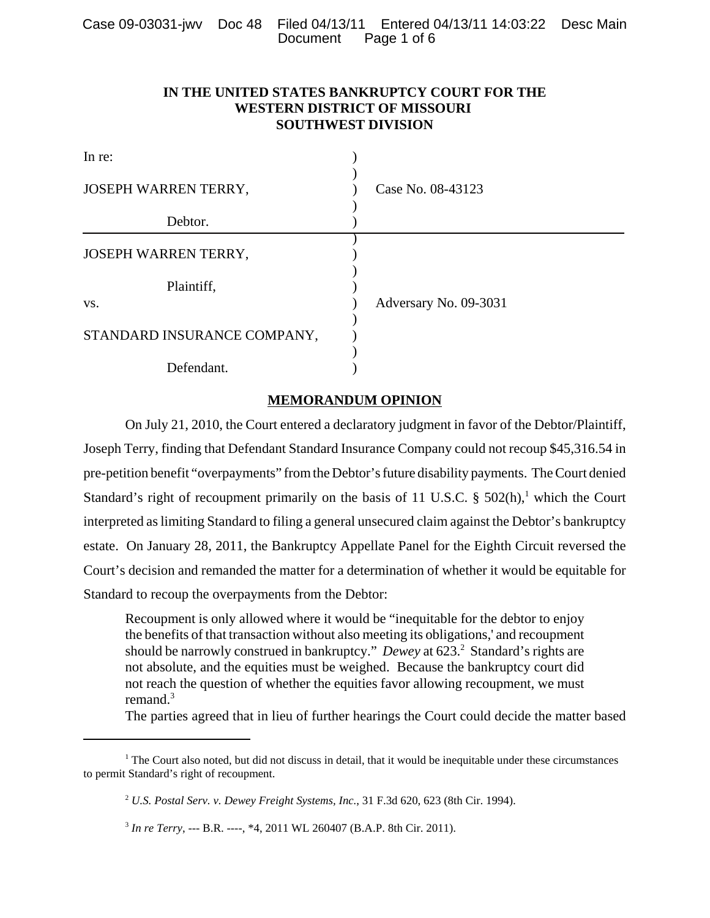**IN THE UNITED STATES BANKRUPTCY COURT FOR THE WESTERN DISTRICT OF MISSOURI SOUTHWEST DIVISION**

| | | |
|---|---|---|
| In re: | ) | |
| JOSEPH WARREN TERRY, | ) | Case No. 08-43123 |
| Debtor. | ) | |
| JOSEPH WARREN TERRY, | ) | |
| Plaintiff, | ) | |
| vs. | ) | Adversary No. 09-3031 |
| STANDARD INSURANCE COMPANY, | ) | |
| Defendant. | ) | |

## MEMORANDUM OPINION

On July 21, 2010, the Court entered a declaratory judgment in favor of the Debtor/Plaintiff, Joseph Terry, finding that Defendant Standard Insurance Company could not recoup $45,316.54 in pre-petition benefit "overpayments" from the Debtor's future disability payments. The Court denied Standard's right of recoupment primarily on the basis of 11 U.S.C. § 502(h),[1] which the Court interpreted as limiting Standard to filing a general unsecured claim against the Debtor's bankruptcy estate. On January 28, 2011, the Bankruptcy Appellate Panel for the Eighth Circuit reversed the Court's decision and remanded the matter for a determination of whether it would be equitable for Standard to recoup the overpayments from the Debtor:

> Recoupment is only allowed where it would be "inequitable for the debtor to enjoy the benefits of that transaction without also meeting its obligations,' and recoupment should be narrowly construed in bankruptcy." *Dewey* at 623.[2] Standard's rights are not absolute, and the equities must be weighed. Because the bankruptcy court did not reach the question of whether the equities favor allowing recoupment, we must remand.[3]

The parties agreed that in lieu of further hearings the Court could decide the matter based

---

[1] The Court also noted, but did not discuss in detail, that it would be inequitable under these circumstances to permit Standard's right of recoupment.

[2] *U.S. Postal Serv. v. Dewey Freight Systems, Inc.*, 31 F.3d 620, 623 (8th Cir. 1994).

[3] *In re Terry*, --- B.R. ----, *4, 2011 WL 260407 (B.A.P. 8th Cir. 2011).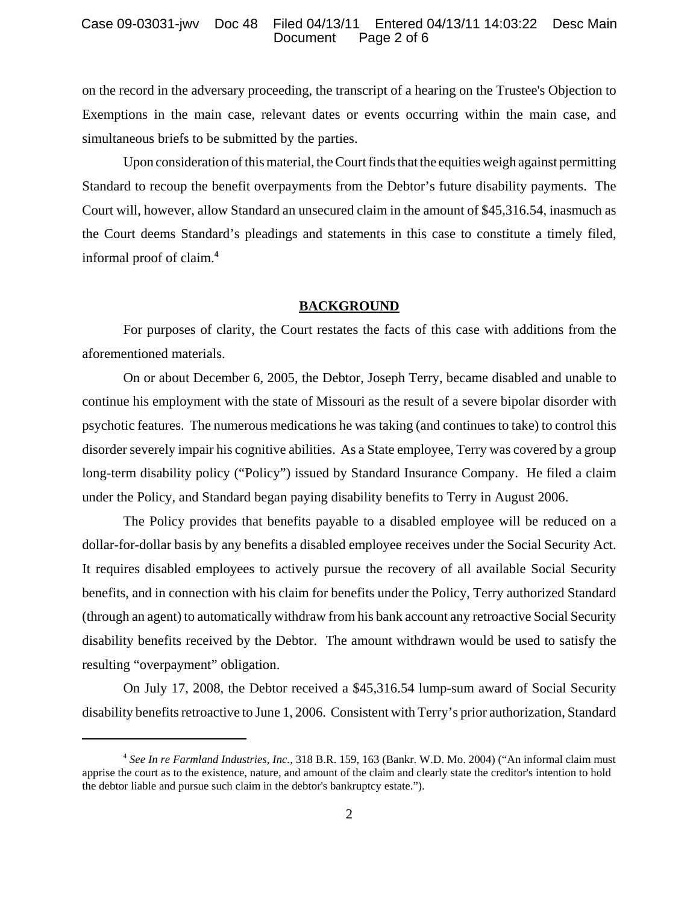on the record in the adversary proceeding, the transcript of a hearing on the Trustee's Objection to Exemptions in the main case, relevant dates or events occurring within the main case, and simultaneous briefs to be submitted by the parties.

Upon consideration of this material, the Court finds that the equities weigh against permitting Standard to recoup the benefit overpayments from the Debtor's future disability payments. The Court will, however, allow Standard an unsecured claim in the amount of $45,316.54, inasmuch as the Court deems Standard's pleadings and statements in this case to constitute a timely filed, informal proof of claim.[4]

## BACKGROUND

For purposes of clarity, the Court restates the facts of this case with additions from the aforementioned materials.

On or about December 6, 2005, the Debtor, Joseph Terry, became disabled and unable to continue his employment with the state of Missouri as the result of a severe bipolar disorder with psychotic features. The numerous medications he was taking (and continues to take) to control this disorder severely impair his cognitive abilities. As a State employee, Terry was covered by a group long-term disability policy ("Policy") issued by Standard Insurance Company. He filed a claim under the Policy, and Standard began paying disability benefits to Terry in August 2006.

The Policy provides that benefits payable to a disabled employee will be reduced on a dollar-for-dollar basis by any benefits a disabled employee receives under the Social Security Act. It requires disabled employees to actively pursue the recovery of all available Social Security benefits, and in connection with his claim for benefits under the Policy, Terry authorized Standard (through an agent) to automatically withdraw from his bank account any retroactive Social Security disability benefits received by the Debtor. The amount withdrawn would be used to satisfy the resulting "overpayment" obligation.

On July 17, 2008, the Debtor received a $45,316.54 lump-sum award of Social Security disability benefits retroactive to June 1, 2006. Consistent with Terry's prior authorization, Standard

---

[4] *See In re Farmland Industries, Inc.*, 318 B.R. 159, 163 (Bankr. W.D. Mo. 2004) ("An informal claim must apprise the court as to the existence, nature, and amount of the claim and clearly state the creditor's intention to hold the debtor liable and pursue such claim in the debtor's bankruptcy estate.").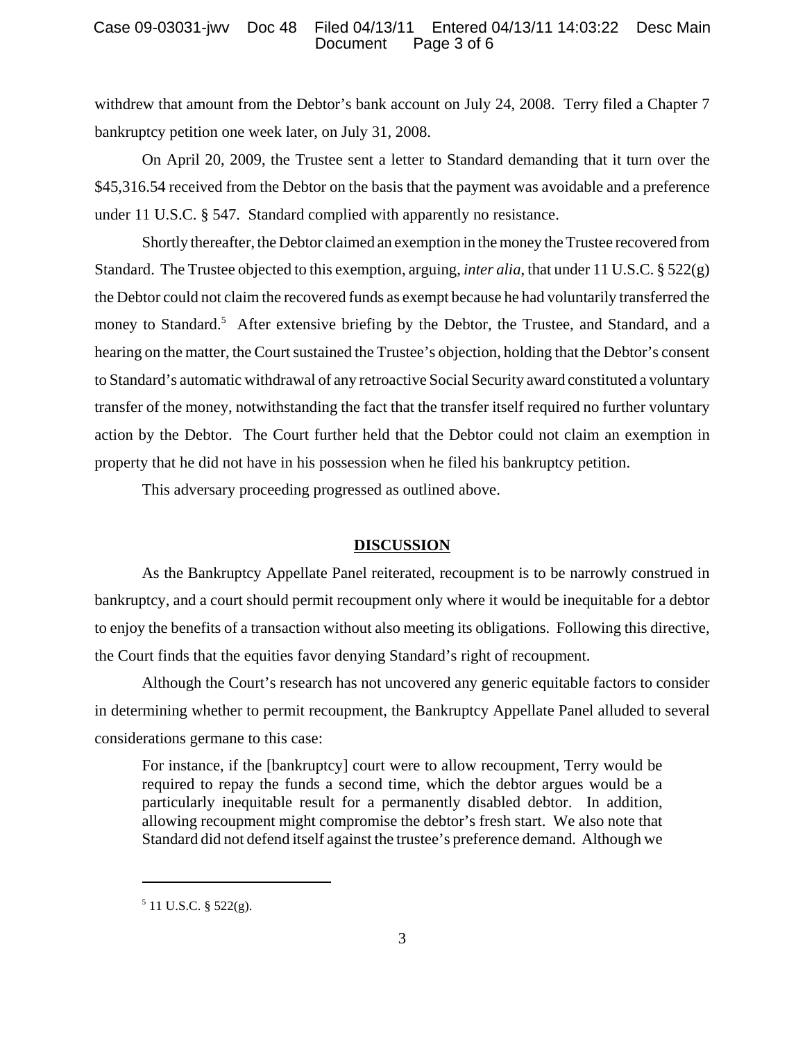withdrew that amount from the Debtor's bank account on July 24, 2008. Terry filed a Chapter 7 bankruptcy petition one week later, on July 31, 2008.

On April 20, 2009, the Trustee sent a letter to Standard demanding that it turn over the $45,316.54 received from the Debtor on the basis that the payment was avoidable and a preference under 11 U.S.C. § 547. Standard complied with apparently no resistance.

Shortly thereafter, the Debtor claimed an exemption in the money the Trustee recovered from Standard. The Trustee objected to this exemption, arguing, *inter alia*, that under 11 U.S.C. § 522(g) the Debtor could not claim the recovered funds as exempt because he had voluntarily transferred the money to Standard.[5] After extensive briefing by the Debtor, the Trustee, and Standard, and a hearing on the matter, the Court sustained the Trustee's objection, holding that the Debtor's consent to Standard's automatic withdrawal of any retroactive Social Security award constituted a voluntary transfer of the money, notwithstanding the fact that the transfer itself required no further voluntary action by the Debtor. The Court further held that the Debtor could not claim an exemption in property that he did not have in his possession when he filed his bankruptcy petition.

This adversary proceeding progressed as outlined above.

## DISCUSSION

As the Bankruptcy Appellate Panel reiterated, recoupment is to be narrowly construed in bankruptcy, and a court should permit recoupment only where it would be inequitable for a debtor to enjoy the benefits of a transaction without also meeting its obligations. Following this directive, the Court finds that the equities favor denying Standard's right of recoupment.

Although the Court's research has not uncovered any generic equitable factors to consider in determining whether to permit recoupment, the Bankruptcy Appellate Panel alluded to several considerations germane to this case:

> For instance, if the [bankruptcy] court were to allow recoupment, Terry would be required to repay the funds a second time, which the debtor argues would be a particularly inequitable result for a permanently disabled debtor. In addition, allowing recoupment might compromise the debtor's fresh start. We also note that Standard did not defend itself against the trustee's preference demand. Although we

[5] 11 U.S.C. § 522(g).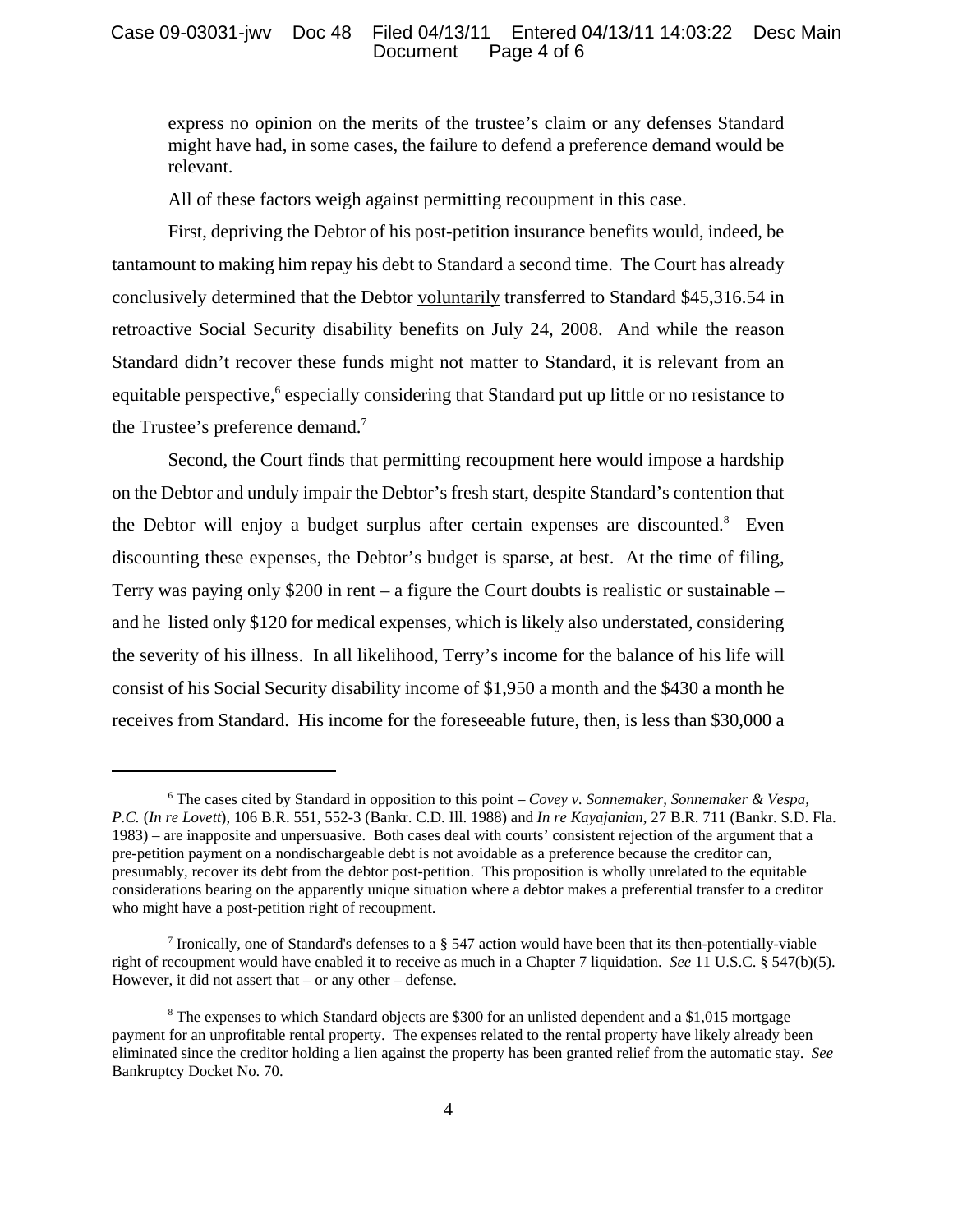express no opinion on the merits of the trustee's claim or any defenses Standard might have had, in some cases, the failure to defend a preference demand would be relevant.

All of these factors weigh against permitting recoupment in this case.

First, depriving the Debtor of his post-petition insurance benefits would, indeed, be tantamount to making him repay his debt to Standard a second time. The Court has already conclusively determined that the Debtor voluntarily transferred to Standard $45,316.54 in retroactive Social Security disability benefits on July 24, 2008. And while the reason Standard didn't recover these funds might not matter to Standard, it is relevant from an equitable perspective,[6] especially considering that Standard put up little or no resistance to the Trustee's preference demand.[7]

Second, the Court finds that permitting recoupment here would impose a hardship on the Debtor and unduly impair the Debtor's fresh start, despite Standard's contention that the Debtor will enjoy a budget surplus after certain expenses are discounted.[8] Even discounting these expenses, the Debtor's budget is sparse, at best. At the time of filing, Terry was paying only $200 in rent – a figure the Court doubts is realistic or sustainable – and he listed only $120 for medical expenses, which is likely also understated, considering the severity of his illness. In all likelihood, Terry's income for the balance of his life will consist of his Social Security disability income of $1,950 a month and the $430 a month he receives from Standard. His income for the foreseeable future, then, is less than $30,000 a

---

[6] The cases cited by Standard in opposition to this point – *Covey v. Sonnemaker, Sonnemaker & Vespa, P.C.* (*In re Lovett*), 106 B.R. 551, 552-3 (Bankr. C.D. Ill. 1988) and *In re Kayajanian*, 27 B.R. 711 (Bankr. S.D. Fla. 1983) – are inapposite and unpersuasive. Both cases deal with courts' consistent rejection of the argument that a pre-petition payment on a nondischargeable debt is not avoidable as a preference because the creditor can, presumably, recover its debt from the debtor post-petition. This proposition is wholly unrelated to the equitable considerations bearing on the apparently unique situation where a debtor makes a preferential transfer to a creditor who might have a post-petition right of recoupment.

[7] Ironically, one of Standard's defenses to a § 547 action would have been that its then-potentially-viable right of recoupment would have enabled it to receive as much in a Chapter 7 liquidation. *See* 11 U.S.C. § 547(b)(5). However, it did not assert that – or any other – defense.

[8] The expenses to which Standard objects are $300 for an unlisted dependent and a $1,015 mortgage payment for an unprofitable rental property. The expenses related to the rental property have likely already been eliminated since the creditor holding a lien against the property has been granted relief from the automatic stay. *See* Bankruptcy Docket No. 70.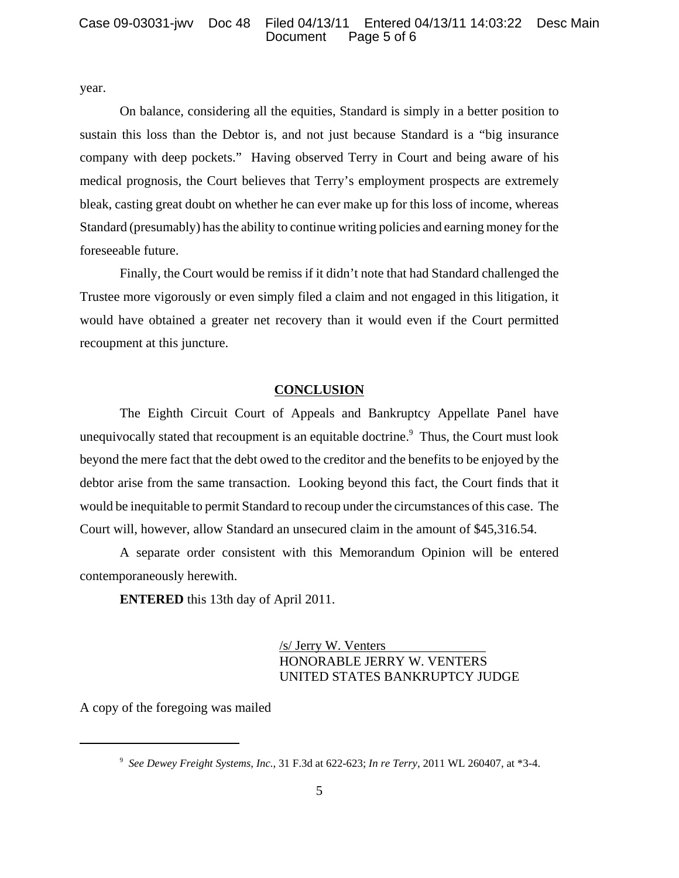year.

On balance, considering all the equities, Standard is simply in a better position to sustain this loss than the Debtor is, and not just because Standard is a "big insurance company with deep pockets." Having observed Terry in Court and being aware of his medical prognosis, the Court believes that Terry's employment prospects are extremely bleak, casting great doubt on whether he can ever make up for this loss of income, whereas Standard (presumably) has the ability to continue writing policies and earning money for the foreseeable future.

Finally, the Court would be remiss if it didn't note that had Standard challenged the Trustee more vigorously or even simply filed a claim and not engaged in this litigation, it would have obtained a greater net recovery than it would even if the Court permitted recoupment at this juncture.

## CONCLUSION

The Eighth Circuit Court of Appeals and Bankruptcy Appellate Panel have unequivocally stated that recoupment is an equitable doctrine.[9] Thus, the Court must look beyond the mere fact that the debt owed to the creditor and the benefits to be enjoyed by the debtor arise from the same transaction. Looking beyond this fact, the Court finds that it would be inequitable to permit Standard to recoup under the circumstances of this case. The Court will, however, allow Standard an unsecured claim in the amount of $45,316.54.

A separate order consistent with this Memorandum Opinion will be entered contemporaneously herewith.

**ENTERED** this 13th day of April 2011.

/s/ Jerry W. Venters
HONORABLE JERRY W. VENTERS
UNITED STATES BANKRUPTCY JUDGE

A copy of the foregoing was mailed

---

[9] *See Dewey Freight Systems, Inc.*, 31 F.3d at 622-623; *In re Terry*, 2011 WL 260407, at *3-4.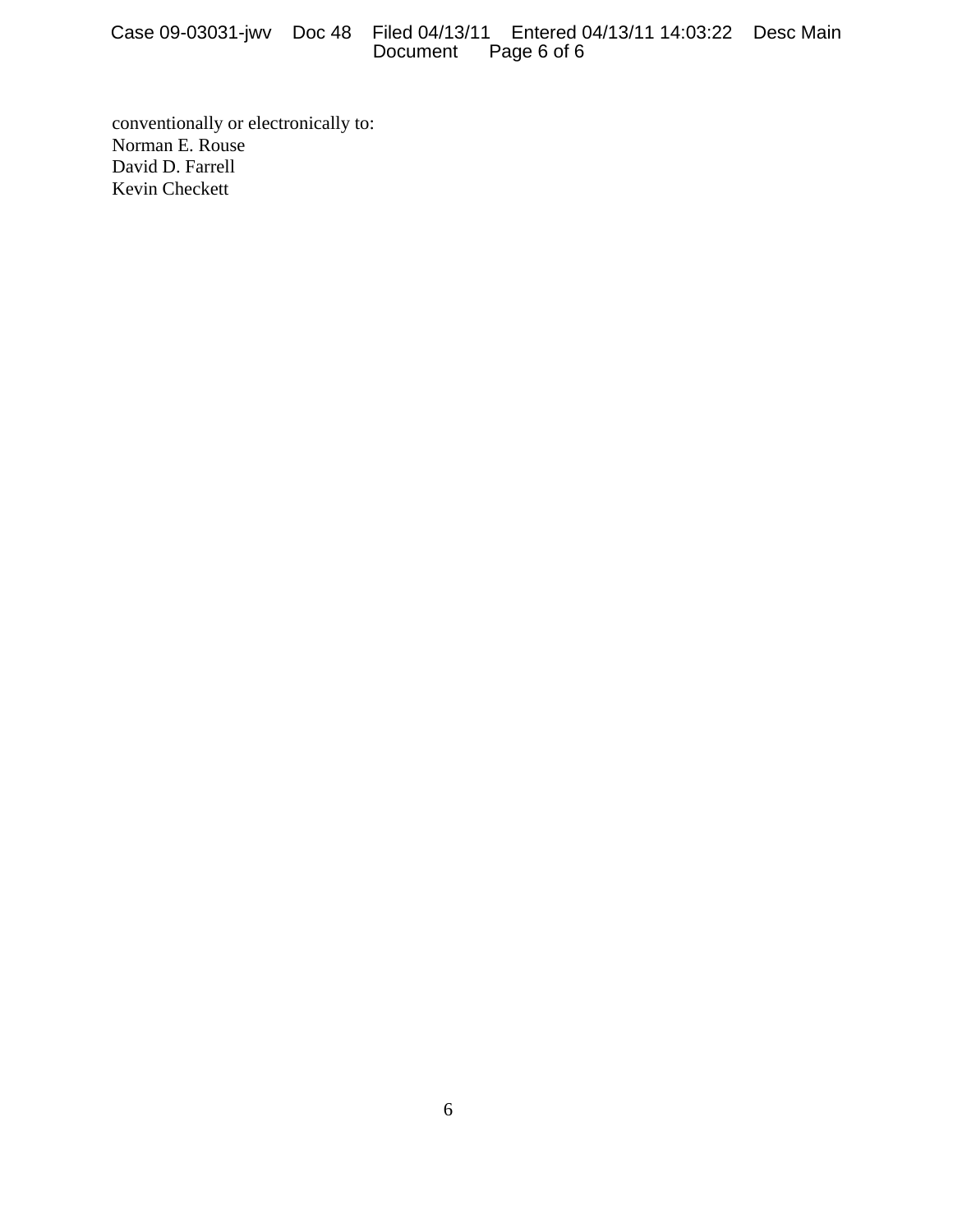conventionally or electronically to:
Norman E. Rouse
David D. Farrell
Kevin Checkett